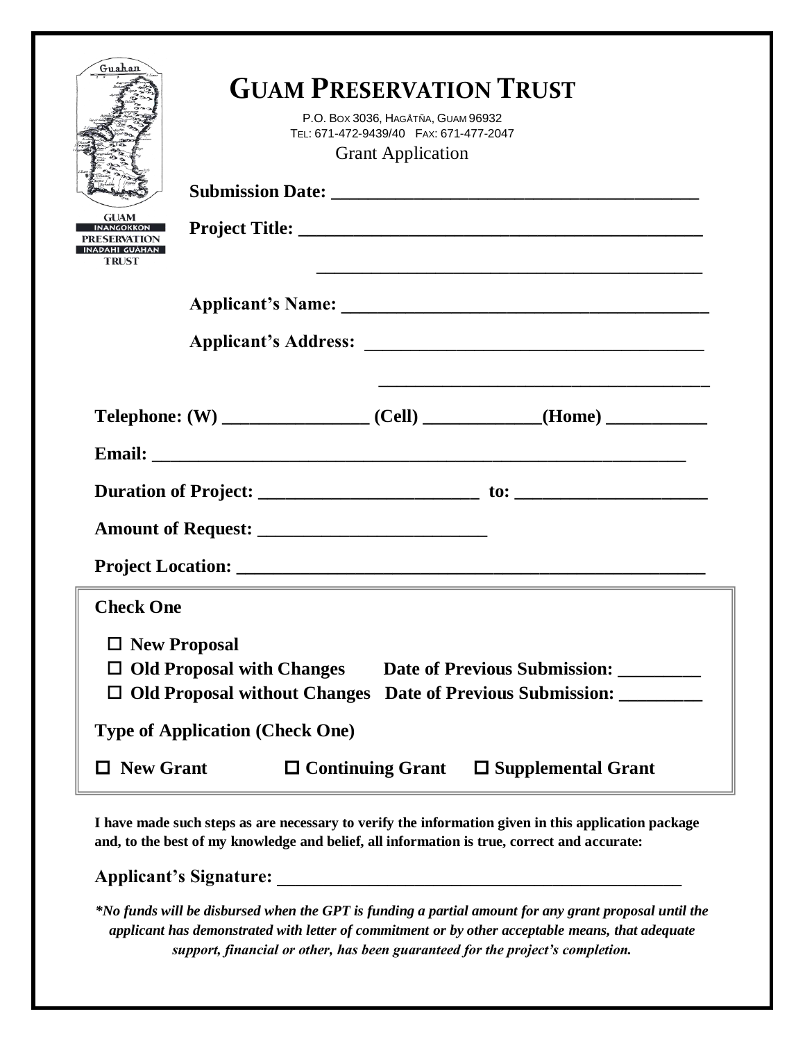# GUAM PRESERVATION TRUST

P.O. BOX 3036, HAGÅTÑA, GUAM 96932
TEL: 671-472-9439/40 FAX: 671-477-2047

Grant Application

**Submission Date:** ________________________________________

**Project Title:** ____________________________________________

________________________________________

**Applicant's Name:** ________________________________________

**Applicant's Address:** ____________________________________

____________________________________

**Telephone: (W)** ________________ **(Cell)** _____________**(Home)** ___________

**Email:** ____________________________________________________________

**Duration of Project:** ________________________ **to:** _____________________

**Amount of Request:** _________________________

**Project Location:** ___________________________________________________

**Check One**

- ☐ **New Proposal**
- ☐ **Old Proposal with Changes** **Date of Previous Submission:** _________
- ☐ **Old Proposal without Changes** **Date of Previous Submission:** _________

**Type of Application (Check One)**

☐ **New Grant** ☐ **Continuing Grant** ☐ **Supplemental Grant**

**I have made such steps as are necessary to verify the information given in this application package and, to the best of my knowledge and belief, all information is true, correct and accurate:**

**Applicant's Signature:** _______________________________________________

***No funds will be disbursed when the GPT is funding a partial amount for any grant proposal until the applicant has demonstrated with letter of commitment or by other acceptable means, that adequate support, financial or other, has been guaranteed for the project's completion.***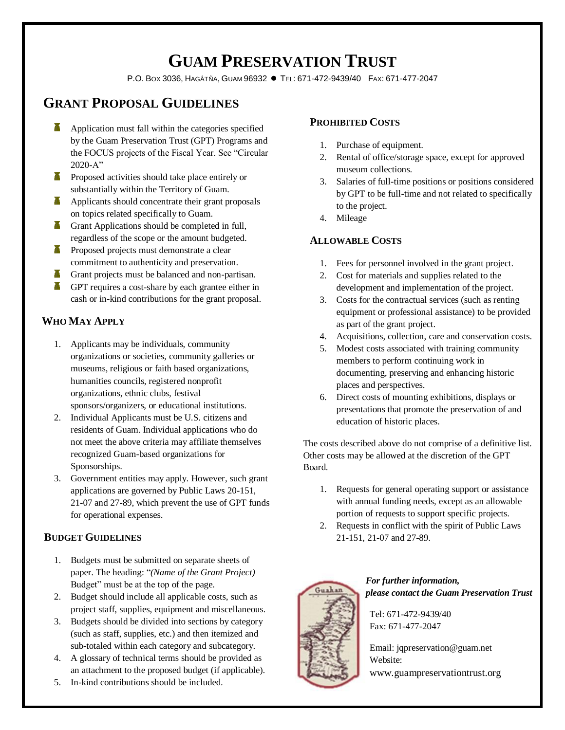# GUAM PRESERVATION TRUST

P.O. BOX 3036, HAGÅTÑA, GUAM 96932 ● TEL: 671-472-9439/40 FAX: 671-477-2047

## GRANT PROPOSAL GUIDELINES

- Application must fall within the categories specified by the Guam Preservation Trust (GPT) Programs and the FOCUS projects of the Fiscal Year. See "Circular 2020-A"
- Proposed activities should take place entirely or substantially within the Territory of Guam.
- Applicants should concentrate their grant proposals on topics related specifically to Guam.
- Grant Applications should be completed in full, regardless of the scope or the amount budgeted.
- Proposed projects must demonstrate a clear commitment to authenticity and preservation.
- Grant projects must be balanced and non-partisan.
- GPT requires a cost-share by each grantee either in cash or in-kind contributions for the grant proposal.

### WHO MAY APPLY

1. Applicants may be individuals, community organizations or societies, community galleries or museums, religious or faith based organizations, humanities councils, registered nonprofit organizations, ethnic clubs, festival sponsors/organizers, or educational institutions.
2. Individual Applicants must be U.S. citizens and residents of Guam. Individual applications who do not meet the above criteria may affiliate themselves recognized Guam-based organizations for Sponsorships.
3. Government entities may apply. However, such grant applications are governed by Public Laws 20-151, 21-07 and 27-89, which prevent the use of GPT funds for operational expenses.

### BUDGET GUIDELINES

1. Budgets must be submitted on separate sheets of paper. The heading: "*(Name of the Grant Project)* Budget" must be at the top of the page.
2. Budget should include all applicable costs, such as project staff, supplies, equipment and miscellaneous.
3. Budgets should be divided into sections by category (such as staff, supplies, etc.) and then itemized and sub-totaled within each category and subcategory.
4. A glossary of technical terms should be provided as an attachment to the proposed budget (if applicable).
5. In-kind contributions should be included.

### PROHIBITED COSTS

1. Purchase of equipment.
2. Rental of office/storage space, except for approved museum collections.
3. Salaries of full-time positions or positions considered by GPT to be full-time and not related to specifically to the project.
4. Mileage

### ALLOWABLE COSTS

1. Fees for personnel involved in the grant project.
2. Cost for materials and supplies related to the development and implementation of the project.
3. Costs for the contractual services (such as renting equipment or professional assistance) to be provided as part of the grant project.
4. Acquisitions, collection, care and conservation costs.
5. Modest costs associated with training community members to perform continuing work in documenting, preserving and enhancing historic places and perspectives.
6. Direct costs of mounting exhibitions, displays or presentations that promote the preservation of and education of historic places.

The costs described above do not comprise of a definitive list. Other costs may be allowed at the discretion of the GPT Board.

1. Requests for general operating support or assistance with annual funding needs, except as an allowable portion of requests to support specific projects.
2. Requests in conflict with the spirit of Public Laws 21-151, 21-07 and 27-89.

***For further information, please contact the Guam Preservation Trust***

Tel: 671-472-9439/40
Fax: 671-477-2047

Email: jqpreservation@guam.net
Website:
www.guampreservationtrust.org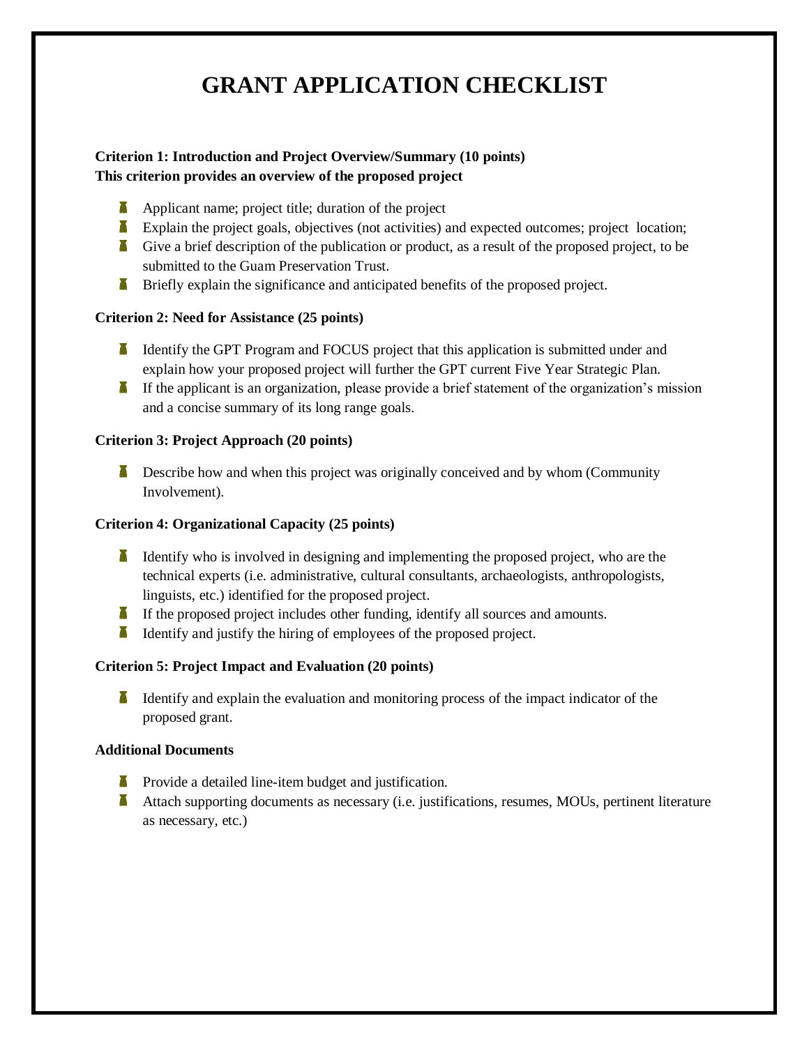# GRANT APPLICATION CHECKLIST

**Criterion 1: Introduction and Project Overview/Summary (10 points)**
**This criterion provides an overview of the proposed project**

- Applicant name; project title; duration of the project
- Explain the project goals, objectives (not activities) and expected outcomes; project location;
- Give a brief description of the publication or product, as a result of the proposed project, to be submitted to the Guam Preservation Trust.
- Briefly explain the significance and anticipated benefits of the proposed project.

**Criterion 2: Need for Assistance (25 points)**

- Identify the GPT Program and FOCUS project that this application is submitted under and explain how your proposed project will further the GPT current Five Year Strategic Plan.
- If the applicant is an organization, please provide a brief statement of the organization's mission and a concise summary of its long range goals.

**Criterion 3: Project Approach (20 points)**

- Describe how and when this project was originally conceived and by whom (Community Involvement).

**Criterion 4: Organizational Capacity (25 points)**

- Identify who is involved in designing and implementing the proposed project, who are the technical experts (i.e. administrative, cultural consultants, archaeologists, anthropologists, linguists, etc.) identified for the proposed project.
- If the proposed project includes other funding, identify all sources and amounts.
- Identify and justify the hiring of employees of the proposed project.

**Criterion 5: Project Impact and Evaluation (20 points)**

- Identify and explain the evaluation and monitoring process of the impact indicator of the proposed grant.

**Additional Documents**

- Provide a detailed line-item budget and justification.
- Attach supporting documents as necessary (i.e. justifications, resumes, MOUs, pertinent literature as necessary, etc.)